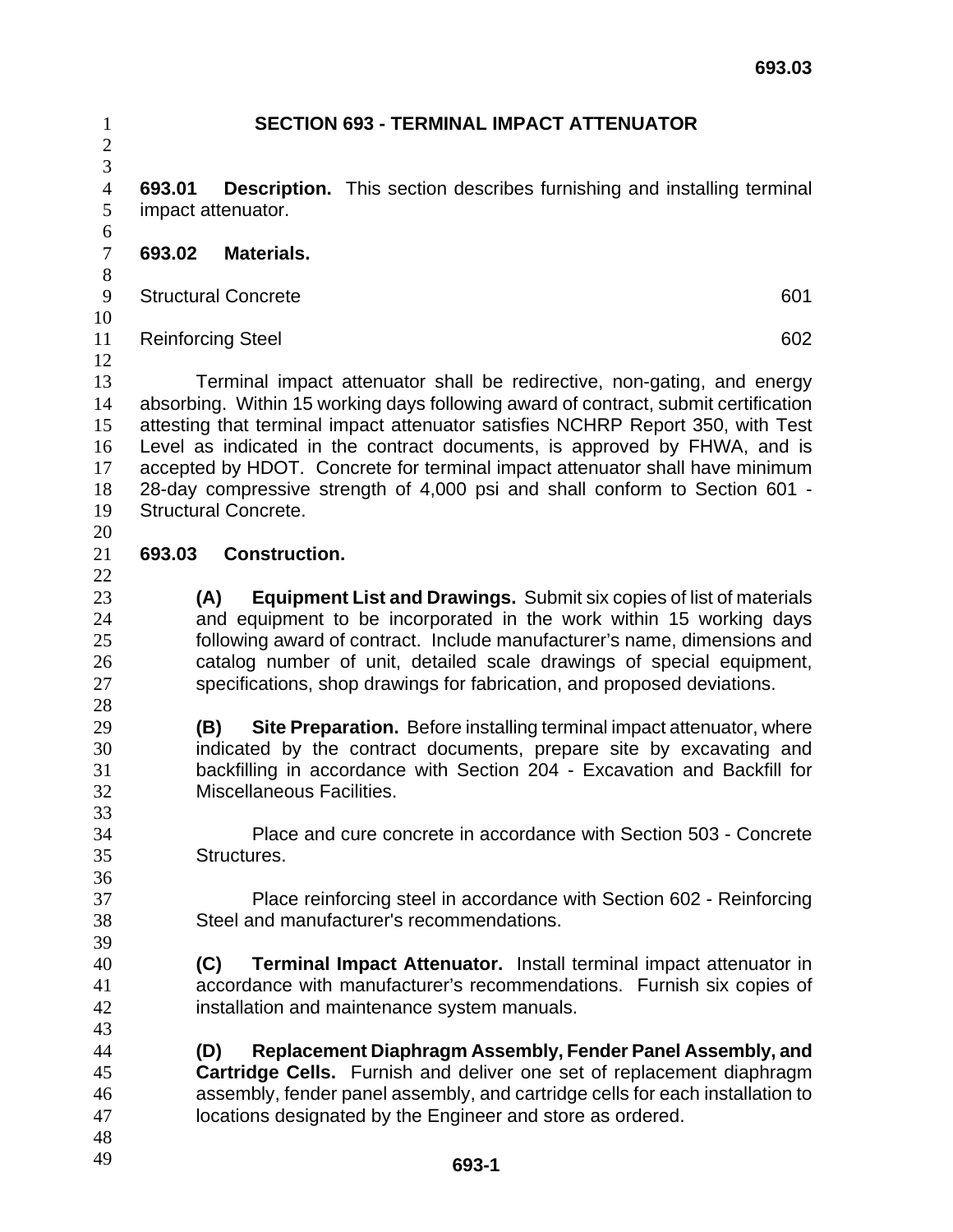# SECTION 693 - TERMINAL IMPACT ATTENUATOR

**693.01 Description.** This section describes furnishing and installing terminal impact attenuator.

**693.02 Materials.**

| | |
|---|---|
| Structural Concrete | 601 |
| Reinforcing Steel | 602 |

Terminal impact attenuator shall be redirective, non-gating, and energy absorbing. Within 15 working days following award of contract, submit certification attesting that terminal impact attenuator satisfies NCHRP Report 350, with Test Level as indicated in the contract documents, is approved by FHWA, and is accepted by HDOT. Concrete for terminal impact attenuator shall have minimum 28-day compressive strength of 4,000 psi and shall conform to Section 601 - Structural Concrete.

**693.03 Construction.**

**(A) Equipment List and Drawings.** Submit six copies of list of materials and equipment to be incorporated in the work within 15 working days following award of contract. Include manufacturer's name, dimensions and catalog number of unit, detailed scale drawings of special equipment, specifications, shop drawings for fabrication, and proposed deviations.

**(B) Site Preparation.** Before installing terminal impact attenuator, where indicated by the contract documents, prepare site by excavating and backfilling in accordance with Section 204 - Excavation and Backfill for Miscellaneous Facilities.

Place and cure concrete in accordance with Section 503 - Concrete Structures.

Place reinforcing steel in accordance with Section 602 - Reinforcing Steel and manufacturer's recommendations.

**(C) Terminal Impact Attenuator.** Install terminal impact attenuator in accordance with manufacturer's recommendations. Furnish six copies of installation and maintenance system manuals.

**(D) Replacement Diaphragm Assembly, Fender Panel Assembly, and Cartridge Cells.** Furnish and deliver one set of replacement diaphragm assembly, fender panel assembly, and cartridge cells for each installation to locations designated by the Engineer and store as ordered.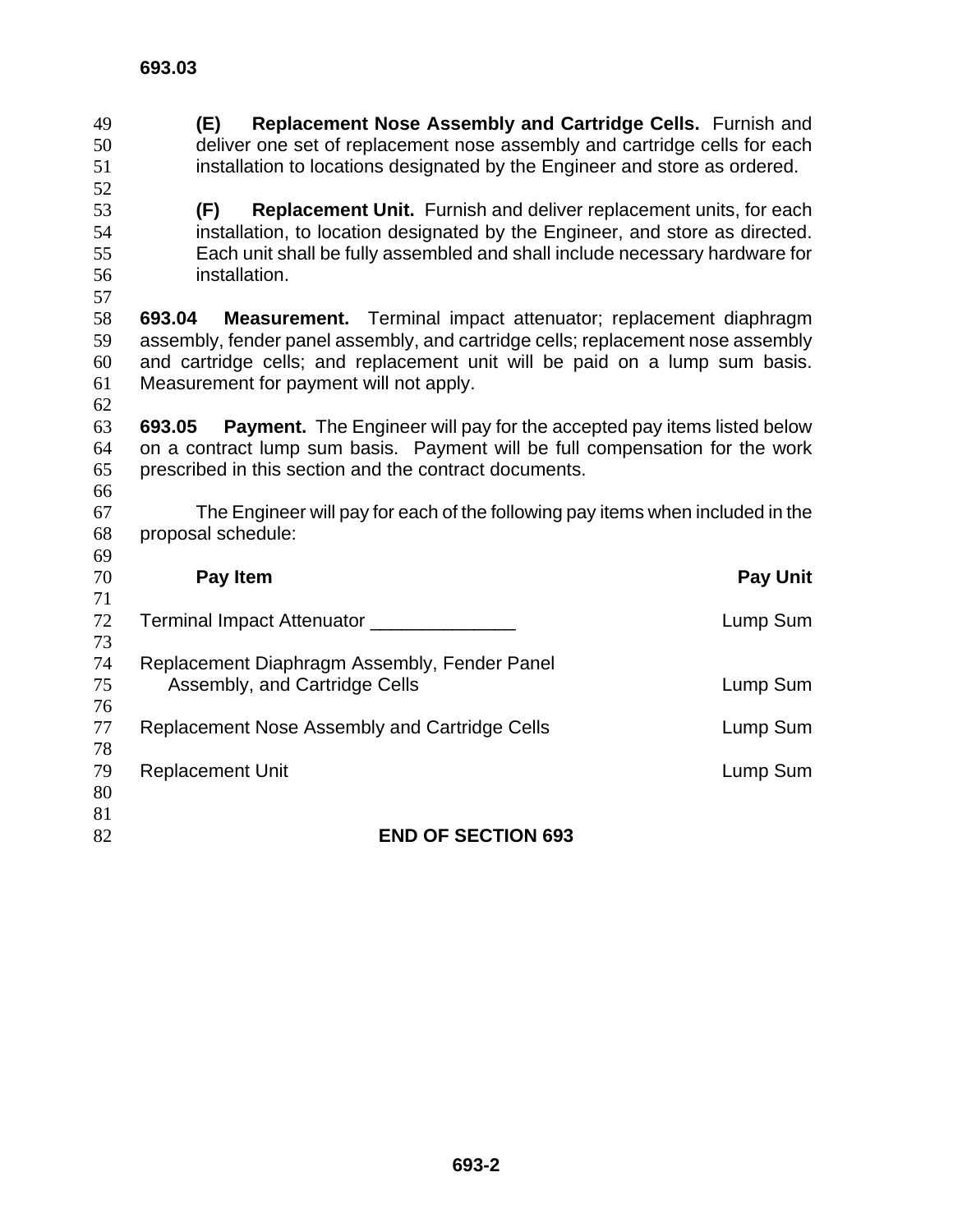**(E) Replacement Nose Assembly and Cartridge Cells.** Furnish and deliver one set of replacement nose assembly and cartridge cells for each installation to locations designated by the Engineer and store as ordered.

**(F) Replacement Unit.** Furnish and deliver replacement units, for each installation, to location designated by the Engineer, and store as directed. Each unit shall be fully assembled and shall include necessary hardware for installation.

**693.04 Measurement.** Terminal impact attenuator; replacement diaphragm assembly, fender panel assembly, and cartridge cells; replacement nose assembly and cartridge cells; and replacement unit will be paid on a lump sum basis. Measurement for payment will not apply.

**693.05 Payment.** The Engineer will pay for the accepted pay items listed below on a contract lump sum basis. Payment will be full compensation for the work prescribed in this section and the contract documents.

The Engineer will pay for each of the following pay items when included in the proposal schedule:

| Pay Item | Pay Unit |
|---|---|
| Terminal Impact Attenuator ______________ | Lump Sum |
| Replacement Diaphragm Assembly, Fender Panel Assembly, and Cartridge Cells | Lump Sum |
| Replacement Nose Assembly and Cartridge Cells | Lump Sum |
| Replacement Unit | Lump Sum |

**END OF SECTION 693**